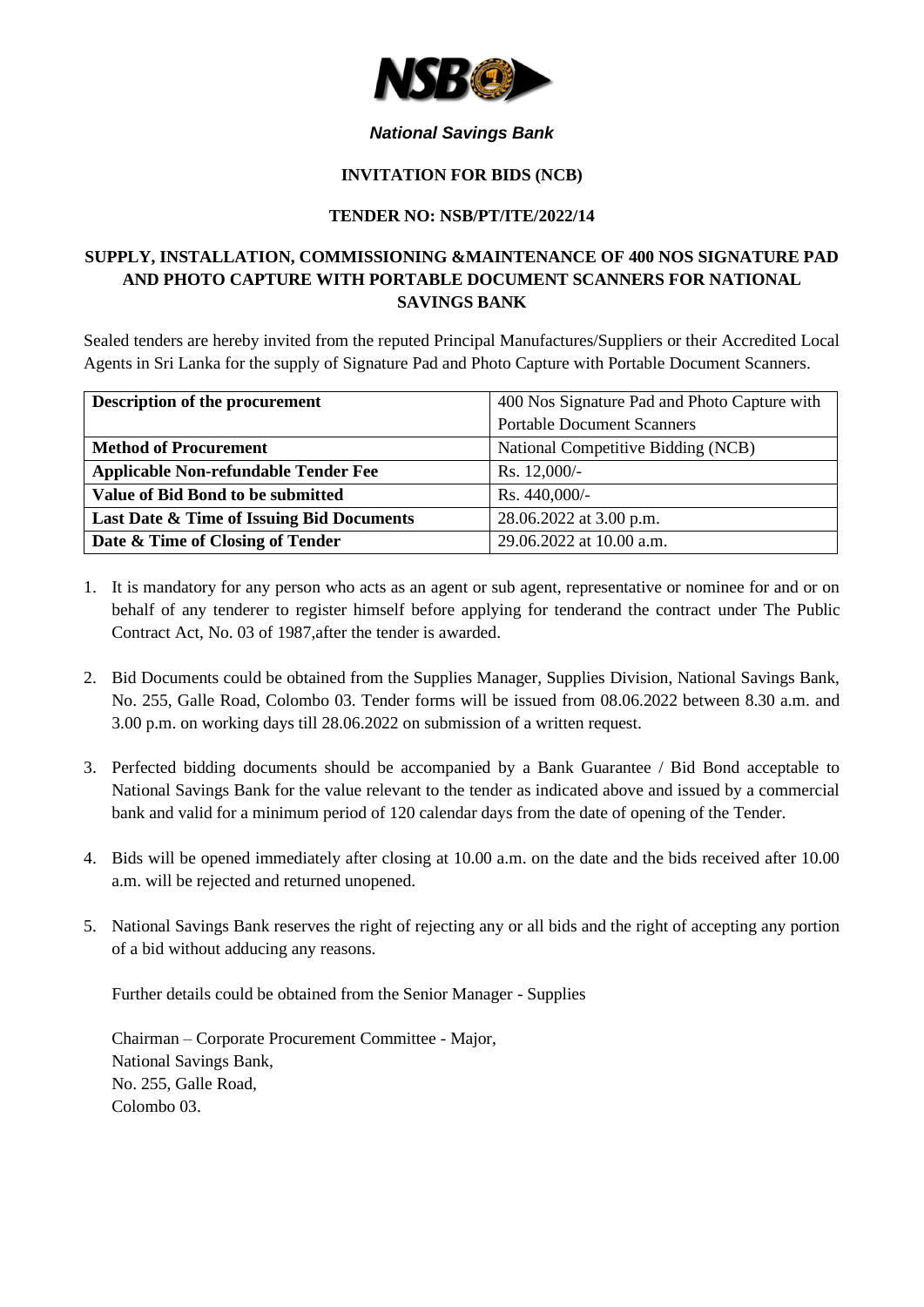*National Savings Bank*

**INVITATION FOR BIDS (NCB)**

**TENDER NO: NSB/PT/ITE/2022/14**

**SUPPLY, INSTALLATION, COMMISSIONING &MAINTENANCE OF 400 NOS SIGNATURE PAD AND PHOTO CAPTURE WITH PORTABLE DOCUMENT SCANNERS FOR NATIONAL SAVINGS BANK**

Sealed tenders are hereby invited from the reputed Principal Manufactures/Suppliers or their Accredited Local Agents in Sri Lanka for the supply of Signature Pad and Photo Capture with Portable Document Scanners.

| **Description of the procurement** | 400 Nos Signature Pad and Photo Capture with Portable Document Scanners |
|---|---|
| **Method of Procurement** | National Competitive Bidding (NCB) |
| **Applicable Non-refundable Tender Fee** | Rs. 12,000/- |
| **Value of Bid Bond to be submitted** | Rs. 440,000/- |
| **Last Date & Time of Issuing Bid Documents** | 28.06.2022 at 3.00 p.m. |
| **Date & Time of Closing of Tender** | 29.06.2022 at 10.00 a.m. |

1. It is mandatory for any person who acts as an agent or sub agent, representative or nominee for and or on behalf of any tenderer to register himself before applying for tenderand the contract under The Public Contract Act, No. 03 of 1987,after the tender is awarded.

2. Bid Documents could be obtained from the Supplies Manager, Supplies Division, National Savings Bank, No. 255, Galle Road, Colombo 03. Tender forms will be issued from 08.06.2022 between 8.30 a.m. and 3.00 p.m. on working days till 28.06.2022 on submission of a written request.

3. Perfected bidding documents should be accompanied by a Bank Guarantee / Bid Bond acceptable to National Savings Bank for the value relevant to the tender as indicated above and issued by a commercial bank and valid for a minimum period of 120 calendar days from the date of opening of the Tender.

4. Bids will be opened immediately after closing at 10.00 a.m. on the date and the bids received after 10.00 a.m. will be rejected and returned unopened.

5. National Savings Bank reserves the right of rejecting any or all bids and the right of accepting any portion of a bid without adducing any reasons.

   Further details could be obtained from the Senior Manager - Supplies

   Chairman – Corporate Procurement Committee - Major,
   National Savings Bank,
   No. 255, Galle Road,
   Colombo 03.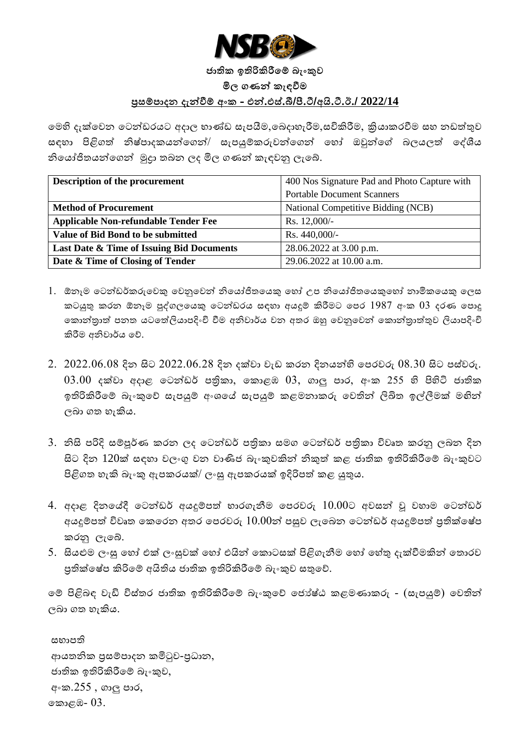**ජාතික ඉතිරිකිරීමේ බැංකුව**

**මිල ගණන් කැඳවීම**

**ප්‍රසම්පාදන දැන්වීම් අංක - එන්.එස්.බී/පී.ටී/අයි.ටී.ඊ./ 2022/14**

මෙහි දැක්වෙන ටෙන්ඩරයට අදාල භාණ්ඩ සැපයීම,බෙදාහැරීම,සවිකිරීම, ක්‍රියාකරවීම සහ නඩත්තුව සඳහා පිළිගත් නිෂ්පාදකයන්ගෙන්/ සැපයුම්කරුවන්ගෙන් හෝ ඔවුන්ගේ බලයලත් දේශීය නියෝජිතයන්ගෙන් මුද්‍රා තබන ලද මිල ගණන් කැඳවනු ලැබේ.

| | |
|---|---|
| **Description of the procurement** | 400 Nos Signature Pad and Photo Capture with Portable Document Scanners |
| **Method of Procurement** | National Competitive Bidding (NCB) |
| **Applicable Non-refundable Tender Fee** | Rs. 12,000/- |
| **Value of Bid Bond to be submitted** | Rs. 440,000/- |
| **Last Date & Time of Issuing Bid Documents** | 28.06.2022 at 3.00 p.m. |
| **Date & Time of Closing of Tender** | 29.06.2022 at 10.00 a.m. |

1. ඕනෑම ටෙන්ඩර්කරුවෙකු වෙනුවෙන් නියෝජිතයෙකු හෝ උප නියෝජිතයෙකුහෝ නාමිකයෙකු ලෙස කටයුතු කරන ඕනෑම පුද්ගලයෙකු ටෙන්ඩරය සඳහා අයදුම් කිරීමට පෙර 1987 අංක 03 දරණ පොදු කොන්ත්‍රාත් පනත යටතේලියාපදිංචි වීම අනිවාර්ය වන අතර ඔහු වෙනුවෙන් කොන්ත්‍රාත්තුව ලියාපදිංචි කිරීම අනිවාර්ය වේ.

2. 2022.06.08 දින සිට 2022.06.28 දින දක්වා වැඩ කරන දිනයන්හි පෙරවරු 08.30 සිට පස්වරු. 03.00 දක්වා අදාළ ටෙන්ඩර් පත්‍රිකා, කොළඹ 03, ගාලු පාර, අංක 255 හි පිහිටි ජාතික ඉතිරිකිරීමේ බැංකුවේ සැපයුම් අංශයේ සැපයුම් කළමනාකරු වෙතින් ලිඛිත ඉල්ලීමක් මඟින් ලබා ගත හැකිය.

3. නිසි පරිදි සම්පූර්ණ කරන ලද ටෙන්ඩර් පත්‍රිකා සමග ටෙන්ඩර් පත්‍රිකා විවෘත කරනු ලබන දින සිට දින 120ක් සඳහා වලංගු වන වාණිජ බැංකුවකින් නිකුත් කළ ජාතික ඉතිරිකිරීමේ බැංකුවට පිළිගත හැකි බැංකු ඇපකරයක්/ ලංසු ඇපකරයක් ඉදිරිපත් කළ යුතුය.

4. අදාළ දිනයේදී ටෙන්ඩර් අයදුම්පත් භාරගැනීම පෙරවරු 10.00ට අවසන් වූ වහාම ටෙන්ඩර් අයදුම්පත් විවෘත කෙරෙන අතර පෙරවරු 10.00න් පසුව ලැබෙන ටෙන්ඩර් අයදුම්පත් ප්‍රතික්ෂේප කරනු ලැබේ.

5. සියළුම ලංසු හෝ එක් ලංසුවක් හෝ එයින් කොටසක් පිළිගැනීම හෝ හේතු දැක්වීමකින් තොරව ප්‍රතික්ෂේප කිරීමේ අයිතිය ජාතික ඉතිරිකිරීමේ බැංකුව සතුවේ.

මේ පිළිබඳ වැඩි විස්තර ජාතික ඉතිරිකිරීමේ බැංකුවේ ජ්‍යෙෂ්ඨ කළමණාකරු - (සැපයුම්) වෙතින් ලබා ගත හැකිය.

සභාපති
ආයතනික ප්‍රසම්පාදන කමිටුව-ප්‍රධාන,
ජාතික ඉතිරිකිරීමේ බැංකුව,
අංක.255 , ගාලු පාර,
කොළඹ- 03.